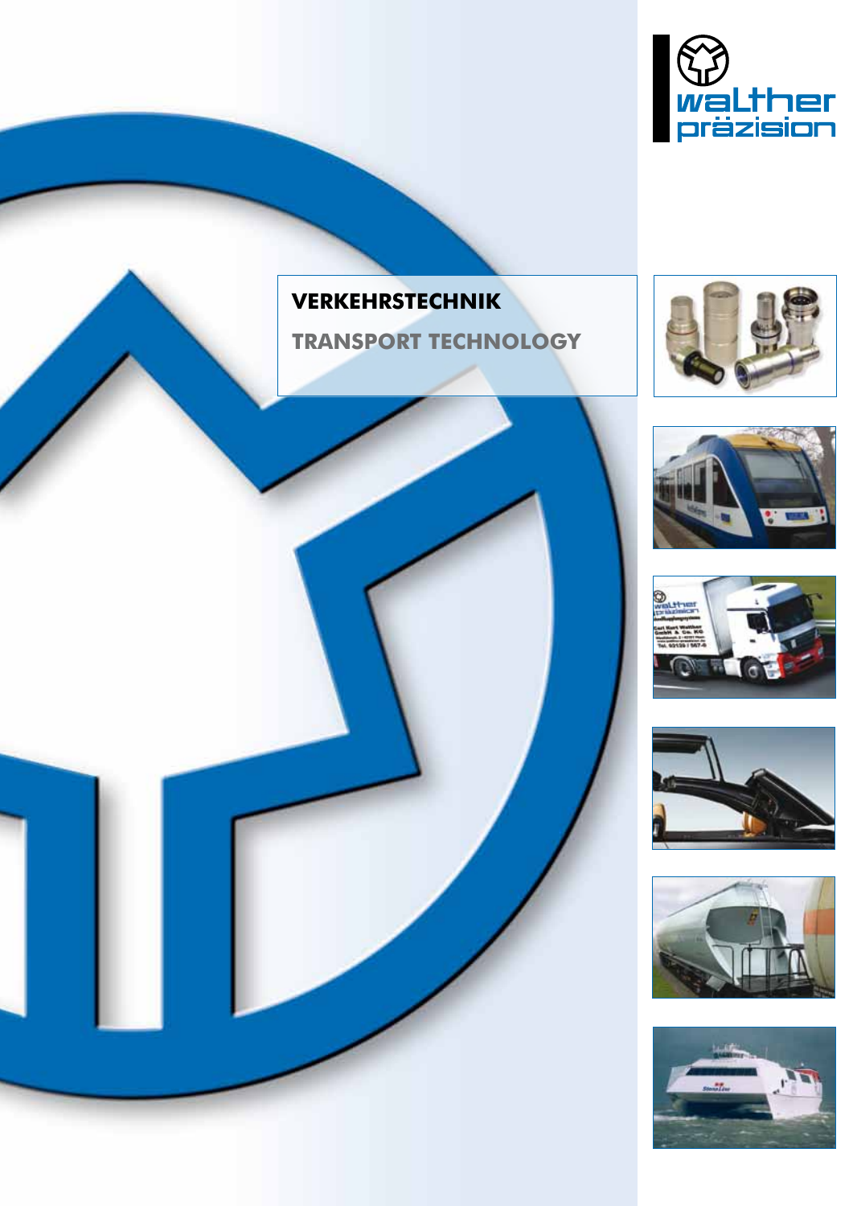walther präzision

# VERKEHRSTECHNIK

## TRANSPORT TECHNOLOGY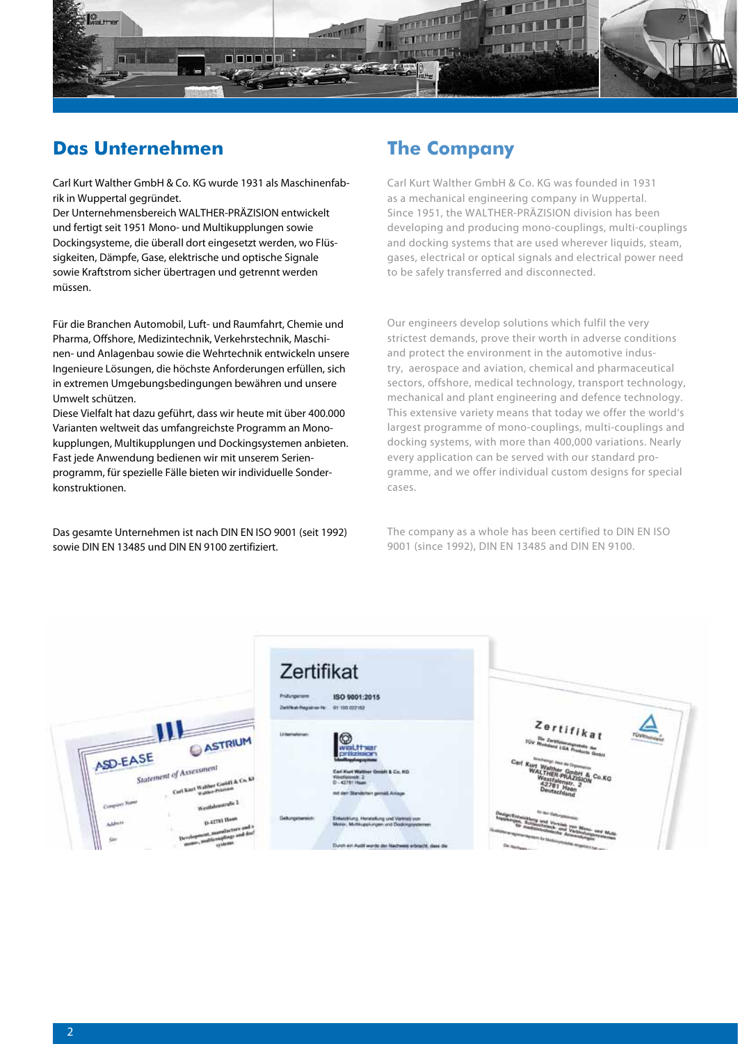## Das Unternehmen

Carl Kurt Walther GmbH & Co. KG wurde 1931 als Maschinenfabrik in Wuppertal gegründet.
Der Unternehmensbereich WALTHER-PRÄZISION entwickelt und fertigt seit 1951 Mono- und Multikupplungen sowie Dockingsysteme, die überall dort eingesetzt werden, wo Flüssigkeiten, Dämpfe, Gase, elektrische und optische Signale sowie Kraftstrom sicher übertragen und getrennt werden müssen.

Für die Branchen Automobil, Luft- und Raumfahrt, Chemie und Pharma, Offshore, Medizintechnik, Verkehrstechnik, Maschinen- und Anlagenbau sowie die Wehrtechnik entwickeln unsere Ingenieure Lösungen, die höchste Anforderungen erfüllen, sich in extremen Umgebungsbedingungen bewähren und unsere Umwelt schützen.
Diese Vielfalt hat dazu geführt, dass wir heute mit über 400.000 Varianten weltweit das umfangreichste Programm an Monokupplungen, Multikupplungen und Dockingsystemen anbieten. Fast jede Anwendung bedienen wir mit unserem Serienprogramm, für spezielle Fälle bieten wir individuelle Sonderkonstruktionen.

Das gesamte Unternehmen ist nach DIN EN ISO 9001 (seit 1992) sowie DIN EN 13485 und DIN EN 9100 zertifiziert.

## The Company

Carl Kurt Walther GmbH & Co. KG was founded in 1931 as a mechanical engineering company in Wuppertal.
Since 1951, the WALTHER-PRÄZISION division has been developing and producing mono-couplings, multi-couplings and docking systems that are used wherever liquids, steam, gases, electrical or optical signals and electrical power need to be safely transferred and disconnected.

Our engineers develop solutions which fulfil the very strictest demands, prove their worth in adverse conditions and protect the environment in the automotive industry, aerospace and aviation, chemical and pharmaceutical sectors, offshore, medical technology, transport technology, mechanical and plant engineering and defence technology.
This extensive variety means that today we offer the world's largest programme of mono-couplings, multi-couplings and docking systems, with more than 400,000 variations. Nearly every application can be served with our standard programme, and we offer individual custom designs for special cases.

The company as a whole has been certified to DIN EN ISO 9001 (since 1992), DIN EN 13485 and DIN EN 9100.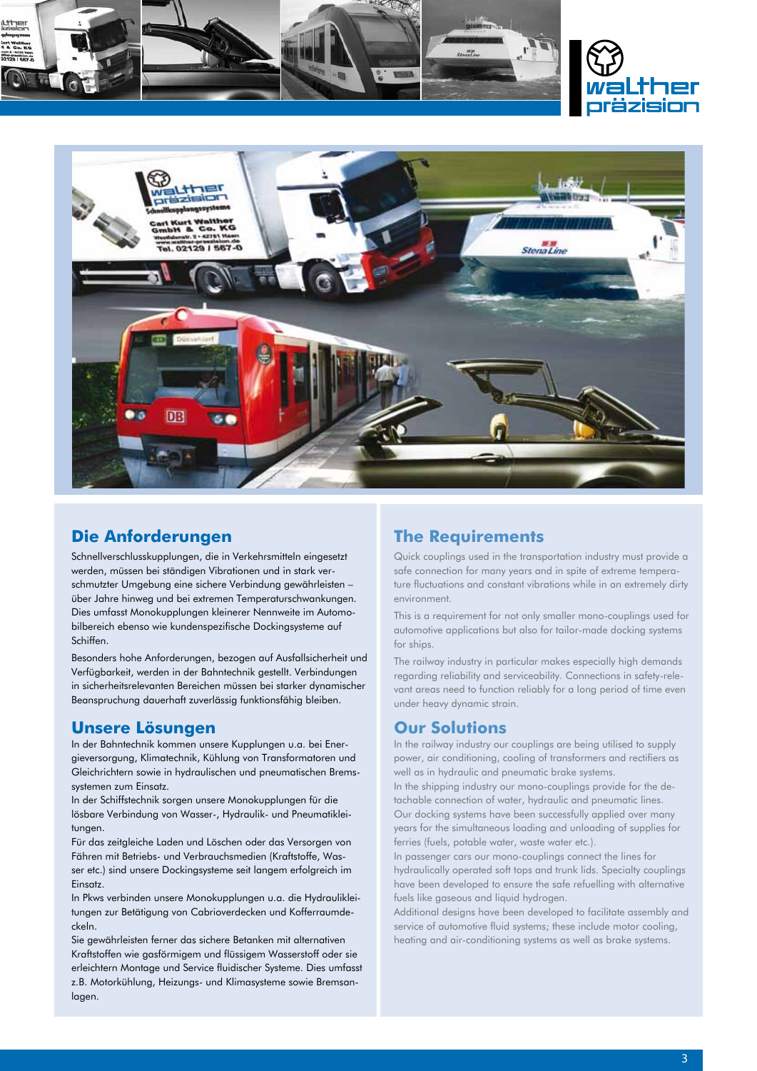## Die Anforderungen

Schnellverschlusskupplungen, die in Verkehrsmitteln eingesetzt werden, müssen bei ständigen Vibrationen und in stark verschmutzter Umgebung eine sichere Verbindung gewährleisten – über Jahre hinweg und bei extremen Temperaturschwankungen. Dies umfasst Monokupplungen kleinerer Nennweite im Automobilbereich ebenso wie kundenspezifische Dockingsysteme auf Schiffen.

Besonders hohe Anforderungen, bezogen auf Ausfallsicherheit und Verfügbarkeit, werden in der Bahntechnik gestellt. Verbindungen in sicherheitsrelevanten Bereichen müssen bei starker dynamischer Beanspruchung dauerhaft zuverlässig funktionsfähig bleiben.

## Unsere Lösungen

In der Bahntechnik kommen unsere Kupplungen u.a. bei Energieversorgung, Klimatechnik, Kühlung von Transformatoren und Gleichrichtern sowie in hydraulischen und pneumatischen Bremssystemen zum Einsatz.

In der Schiffstechnik sorgen unsere Monokupplungen für die lösbare Verbindung von Wasser-, Hydraulik- und Pneumatikleitungen.

Für das zeitgleiche Laden und Löschen oder das Versorgen von Fähren mit Betriebs- und Verbrauchsmedien (Kraftstoffe, Wasser etc.) sind unsere Dockingsysteme seit langem erfolgreich im Einsatz.

In Pkws verbinden unsere Monokupplungen u.a. die Hydraulikleitungen zur Betätigung von Cabrioverdecken und Kofferraumdeckeln.

Sie gewährleisten ferner das sichere Betanken mit alternativen Kraftstoffen wie gasförmigem und flüssigem Wasserstoff oder sie erleichtern Montage und Service fluidischer Systeme. Dies umfasst z.B. Motorkühlung, Heizungs- und Klimasysteme sowie Bremsanlagen.

## The Requirements

Quick couplings used in the transportation industry must provide a safe connection for many years and in spite of extreme temperature fluctuations and constant vibrations while in an extremely dirty environment.

This is a requirement for not only smaller mono-couplings used for automotive applications but also for tailor-made docking systems for ships.

The railway industry in particular makes especially high demands regarding reliability and serviceability. Connections in safety-relevant areas need to function reliably for a long period of time even under heavy dynamic strain.

## Our Solutions

In the railway industry our couplings are being utilised to supply power, air conditioning, cooling of transformers and rectifiers as well as in hydraulic and pneumatic brake systems.

In the shipping industry our mono-couplings provide for the detachable connection of water, hydraulic and pneumatic lines.

Our docking systems have been successfully applied over many years for the simultaneous loading and unloading of supplies for ferries (fuels, potable water, waste water etc.).

In passenger cars our mono-couplings connect the lines for hydraulically operated soft tops and trunk lids. Specialty couplings have been developed to ensure the safe refuelling with alternative fuels like gaseous and liquid hydrogen.

Additional designs have been developed to facilitate assembly and service of automotive fluid systems; these include motor cooling, heating and air-conditioning systems as well as brake systems.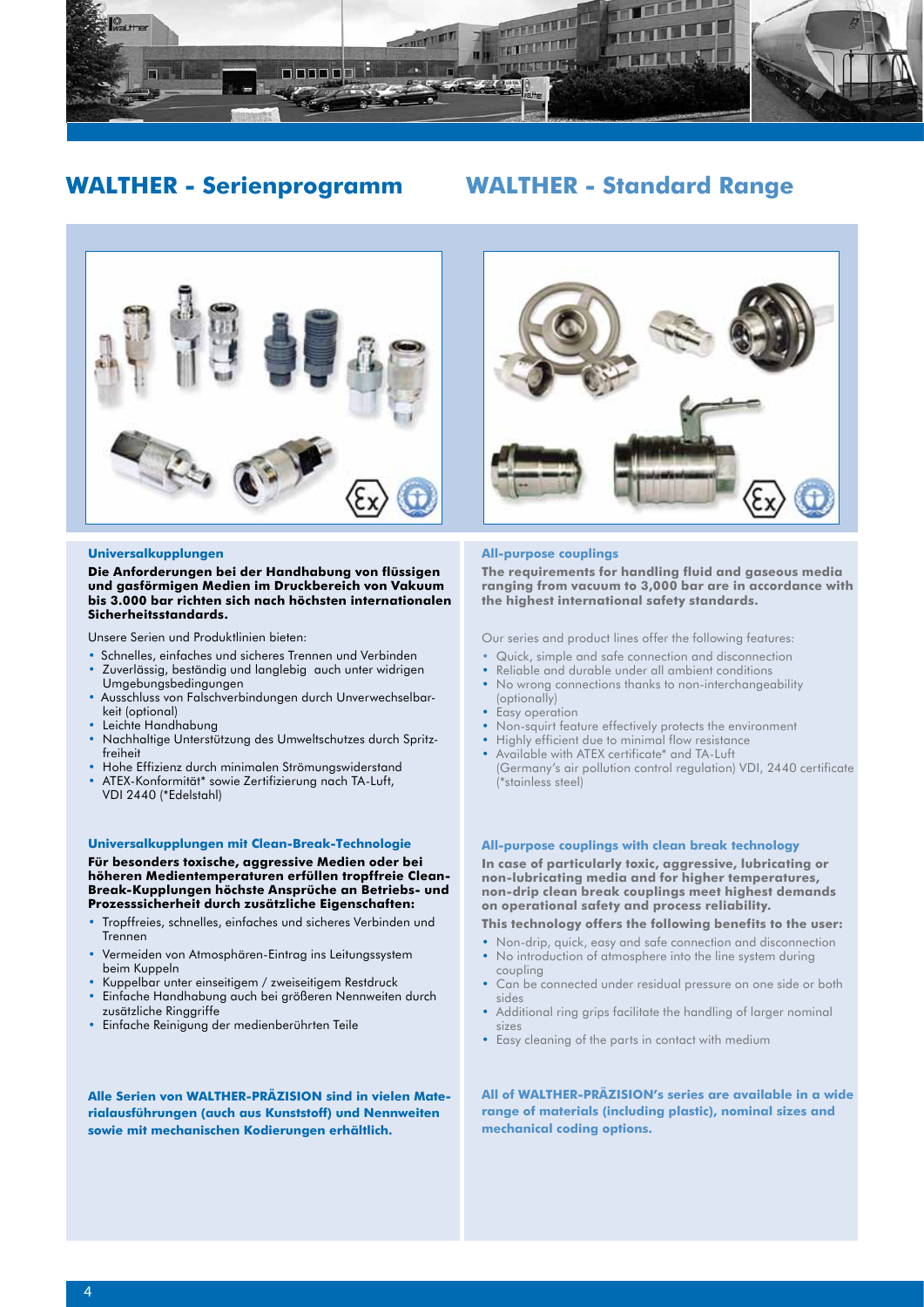# WALTHER - Serienprogramm

### Universalkupplungen

**Die Anforderungen bei der Handhabung von flüssigen und gasförmigen Medien im Druckbereich von Vakuum bis 3.000 bar richten sich nach höchsten internationalen Sicherheitsstandards.**

Unsere Serien und Produktlinien bieten:

- Schnelles, einfaches und sicheres Trennen und Verbinden
- Zuverlässig, beständig und langlebig auch unter widrigen Umgebungsbedingungen
- Ausschluss von Falschverbindungen durch Unverwechselbarkeit (optional)
- Leichte Handhabung
- Nachhaltige Unterstützung des Umweltschutzes durch Spritzfreiheit
- Hohe Effizienz durch minimalen Strömungswiderstand
- ATEX-Konformität* sowie Zertifizierung nach TA-Luft, VDI 2440 (*Edelstahl)

### Universalkupplungen mit Clean-Break-Technologie

**Für besonders toxische, aggressive Medien oder bei höheren Medientemperaturen erfüllen tropffreie Clean-Break-Kupplungen höchste Ansprüche an Betriebs- und Prozesssicherheit durch zusätzliche Eigenschaften:**

- Tropffreies, schnelles, einfaches und sicheres Verbinden und Trennen
- Vermeiden von Atmosphären-Eintrag ins Leitungssystem beim Kuppeln
- Kuppelbar unter einseitigem / zweiseitigem Restdruck
- Einfache Handhabung auch bei größeren Nennweiten durch zusätzliche Ringgriffe
- Einfache Reinigung der medienberührten Teile

**Alle Serien von WALTHER-PRÄZISION sind in vielen Materialausführungen (auch aus Kunststoff) und Nennweiten sowie mit mechanischen Kodierungen erhältlich.**

# WALTHER - Standard Range

### All-purpose couplings

**The requirements for handling fluid and gaseous media ranging from vacuum to 3,000 bar are in accordance with the highest international safety standards.**

Our series and product lines offer the following features:

- Quick, simple and safe connection and disconnection
- Reliable and durable under all ambient conditions
- No wrong connections thanks to non-interchangeability (optionally)
- Easy operation
- Non-squirt feature effectively protects the environment
- Highly efficient due to minimal flow resistance
- Available with ATEX certificate* and TA-Luft (Germany's air pollution control regulation) VDI, 2440 certificate (*stainless steel)

### All-purpose couplings with clean break technology

**In case of particularly toxic, aggressive, lubricating or non-lubricating media and for higher temperatures, non-drip clean break couplings meet highest demands on operational safety and process reliability.**

**This technology offers the following benefits to the user:**

- Non-drip, quick, easy and safe connection and disconnection
- No introduction of atmosphere into the line system during coupling
- Can be connected under residual pressure on one side or both sides
- Additional ring grips facilitate the handling of larger nominal sizes
- Easy cleaning of the parts in contact with medium

**All of WALTHER-PRÄZISION's series are available in a wide range of materials (including plastic), nominal sizes and mechanical coding options.**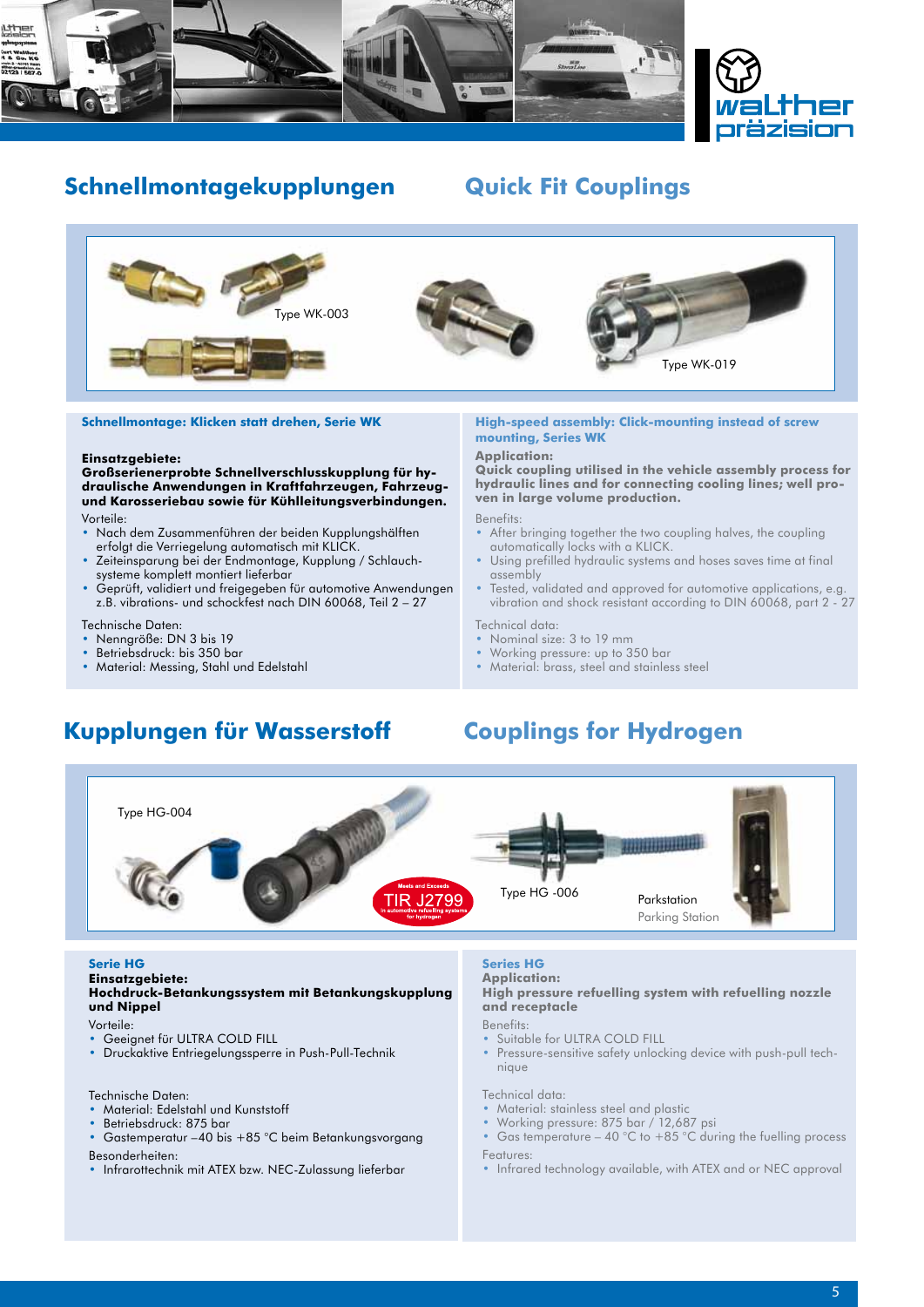## Schnellmontagekupplungen

## Quick Fit Couplings

Type WK-003

Type WK-019

### Schnellmontage: Klicken statt drehen, Serie WK

**Einsatzgebiete:**
**Großserienerprobte Schnellverschlusskupplung für hydraulische Anwendungen in Kraftfahrzeugen, Fahrzeug- und Karosseriebau sowie für Kühlleitungsverbindungen.**

Vorteile:

- Nach dem Zusammenführen der beiden Kupplungshälften erfolgt die Verriegelung automatisch mit KLICK.
- Zeiteinsparung bei der Endmontage, Kupplung / Schlauchsysteme komplett montiert lieferbar
- Geprüft, validiert und freigegeben für automotive Anwendungen z.B. vibrations- und schockfest nach DIN 60068, Teil 2 – 27

Technische Daten:

- Nenngröße: DN 3 bis 19
- Betriebsdruck: bis 350 bar
- Material: Messing, Stahl und Edelstahl

### High-speed assembly: Click-mounting instead of screw mounting, Series WK

**Application:**
**Quick coupling utilised in the vehicle assembly process for hydraulic lines and for connecting cooling lines; well proven in large volume production.**

Benefits:

- After bringing together the two coupling halves, the coupling automatically locks with a KLICK.
- Using prefilled hydraulic systems and hoses saves time at final assembly
- Tested, validated and approved for automotive applications, e.g. vibration and shock resistant according to DIN 60068, part 2 - 27

Technical data:

- Nominal size: 3 to 19 mm
- Working pressure: up to 350 bar
- Material: brass, steel and stainless steel

## Kupplungen für Wasserstoff

## Couplings for Hydrogen

Type HG-004

Meets and Exceeds TIR J2799 in automotive refueling systems for hydrogen

Type HG -006

Parkstation

Parking Station

### Serie HG

**Einsatzgebiete:**
**Hochdruck-Betankungssystem mit Betankungskupplung und Nippel**

Vorteile:

- Geeignet für ULTRA COLD FILL
- Druckaktive Entriegelungssperre in Push-Pull-Technik

Technische Daten:

- Material: Edelstahl und Kunststoff
- Betriebsdruck: 875 bar
- Gastemperatur –40 bis +85 °C beim Betankungsvorgang

Besonderheiten:

- Infrarottechnik mit ATEX bzw. NEC-Zulassung lieferbar

### Series HG

**Application:**
**High pressure refuelling system with refuelling nozzle and receptacle**

Benefits:

- Suitable for ULTRA COLD FILL
- Pressure-sensitive safety unlocking device with push-pull technique

Technical data:

- Material: stainless steel and plastic
- Working pressure: 875 bar / 12,687 psi
- Gas temperature – 40 °C to +85 °C during the fuelling process

Features:

- Infrared technology available, with ATEX and or NEC approval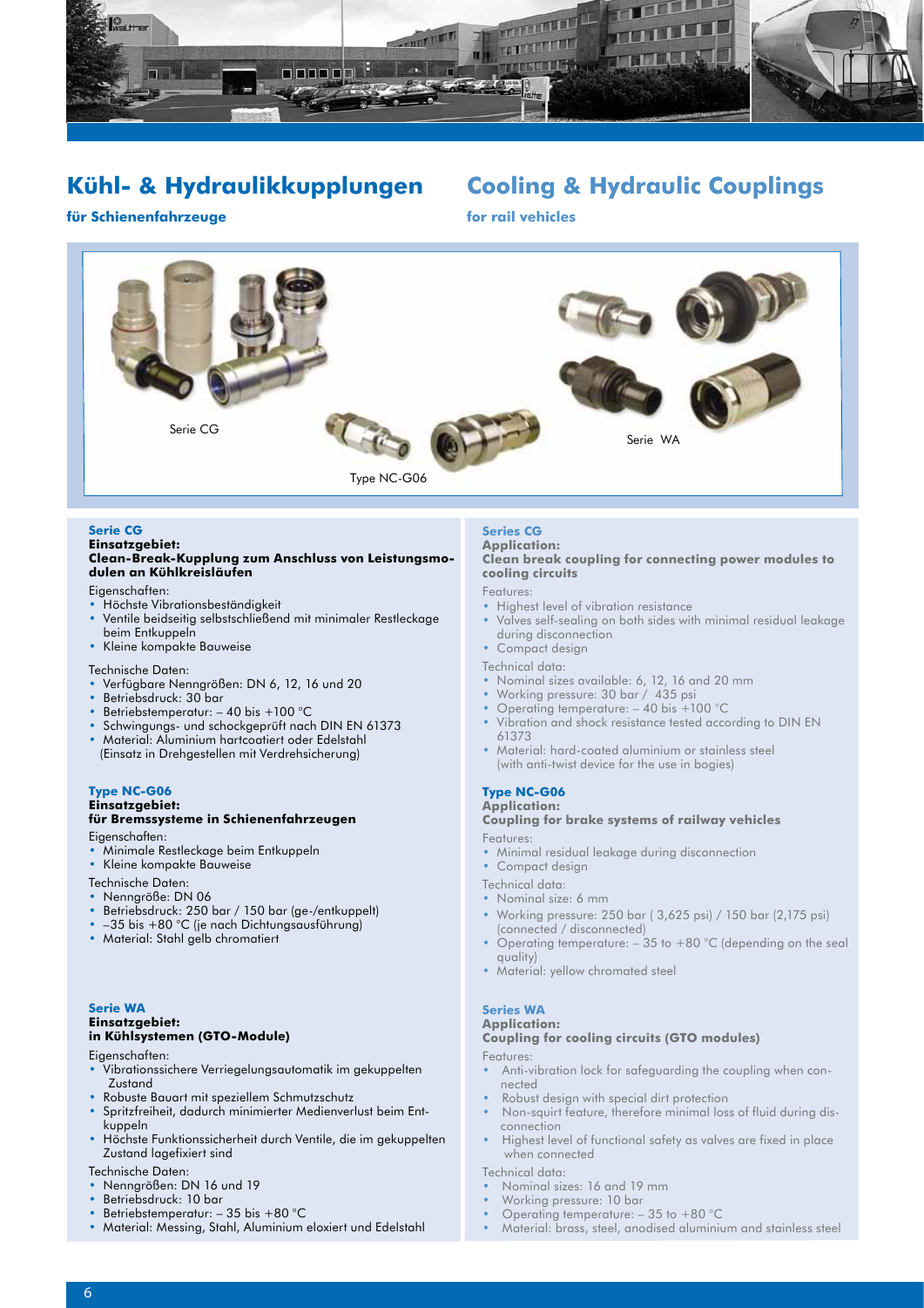# Kühl- & Hydraulikkupplungen

## für Schienenfahrzeuge

# Cooling & Hydraulic Couplings

## for rail vehicles

Serie CG

Type NC-G06

Serie WA

### Serie CG

**Einsatzgebiet:**
**Clean-Break-Kupplung zum Anschluss von Leistungsmodulen an Kühlkreisläufen**

Eigenschaften:

- Höchste Vibrationsbeständigkeit
- Ventile beidseitig selbstschließend mit minimaler Restleckage beim Entkuppeln
- Kleine kompakte Bauweise

Technische Daten:

- Verfügbare Nenngrößen: DN 6, 12, 16 und 20
- Betriebsdruck: 30 bar
- Betriebstemperatur: – 40 bis +100 °C
- Schwingungs- und schockgeprüft nach DIN EN 61373
- Material: Aluminium hartcoatiert oder Edelstahl (Einsatz in Drehgestellen mit Verdrehsicherung)

### Type NC-G06

**Einsatzgebiet:**
**für Bremssysteme in Schienenfahrzeugen**

Eigenschaften:

- Minimale Restleckage beim Entkuppeln
- Kleine kompakte Bauweise

Technische Daten:

- Nenngröße: DN 06
- Betriebsdruck: 250 bar / 150 bar (ge-/entkuppelt)
- –35 bis +80 °C (je nach Dichtungsausführung)
- Material: Stahl gelb chromatiert

### Serie WA

**Einsatzgebiet:**
**in Kühlsystemen (GTO-Module)**

Eigenschaften:

- Vibrationssichere Verriegelungsautomatik im gekuppelten Zustand
- Robuste Bauart mit speziellem Schmutzschutz
- Spritzfreiheit, dadurch minimierter Medienverlust beim Entkuppeln
- Höchste Funktionssicherheit durch Ventile, die im gekuppelten Zustand lagefixiert sind

Technische Daten:

- Nenngrößen: DN 16 und 19
- Betriebsdruck: 10 bar
- Betriebstemperatur: – 35 bis +80 °C
- Material: Messing, Stahl, Aluminium eloxiert und Edelstahl

### Series CG

**Application:**
**Clean break coupling for connecting power modules to cooling circuits**

Features:

- Highest level of vibration resistance
- Valves self-sealing on both sides with minimal residual leakage during disconnection
- Compact design

Technical data:

- Nominal sizes available: 6, 12, 16 and 20 mm
- Working pressure: 30 bar / 435 psi
- Operating temperature: – 40 bis +100 °C
- Vibration and shock resistance tested according to DIN EN 61373
- Material: hard-coated aluminium or stainless steel (with anti-twist device for the use in bogies)

### Type NC-G06

**Application:**
**Coupling for brake systems of railway vehicles**

Features:

- Minimal residual leakage during disconnection
- Compact design

Technical data:

- Nominal size: 6 mm
- Working pressure: 250 bar ( 3,625 psi) / 150 bar (2,175 psi) (connected / disconnected)
- Operating temperature: – 35 to +80 °C (depending on the seal quality)
- Material: yellow chromated steel

### Series WA

**Application:**
**Coupling for cooling circuits (GTO modules)**

Features:

- Anti-vibration lock for safeguarding the coupling when connected
- Robust design with special dirt protection
- Non-squirt feature, therefore minimal loss of fluid during disconnection
- Highest level of functional safety as valves are fixed in place when connected

Technical data:

- Nominal sizes: 16 and 19 mm
- Working pressure: 10 bar
- Operating temperature: – 35 to +80 °C
- Material: brass, steel, anodised aluminium and stainless steel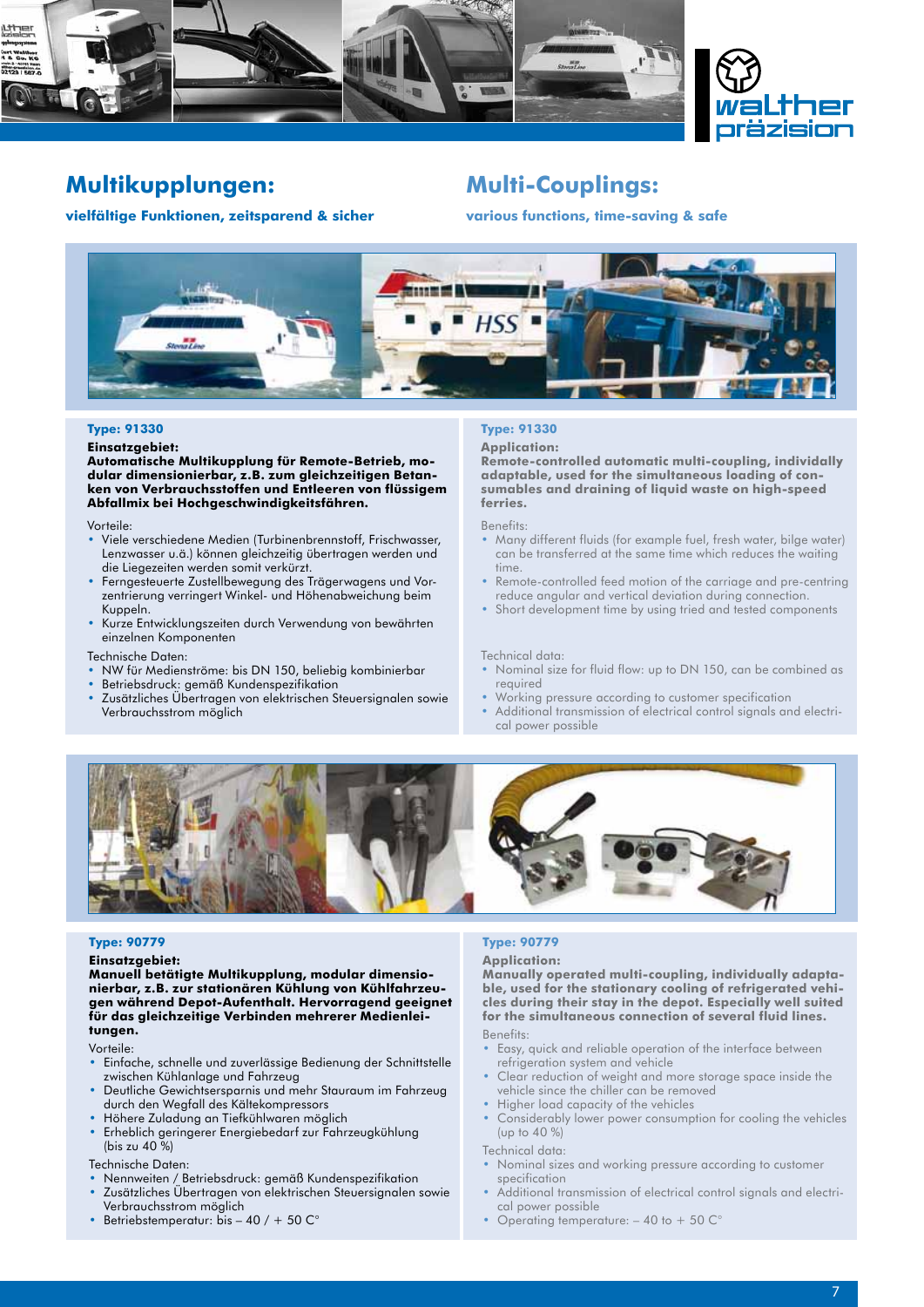## Multikupplungen:

**vielfältige Funktionen, zeitsparend & sicher**

## Multi-Couplings:

**various functions, time-saving & safe**

### Type: 91330

**Einsatzgebiet:**
**Automatische Multikupplung für Remote-Betrieb, modular dimensionierbar, z.B. zum gleichzeitigen Betanken von Verbrauchsstoffen und Entleeren von flüssigem Abfallmix bei Hochgeschwindigkeitsfähren.**

Vorteile:

- Viele verschiedene Medien (Turbinenbrennstoff, Frischwasser, Lenzwasser u.ä.) können gleichzeitig übertragen werden und Liegezeiten werden somit verkürzt.
- Ferngesteuerte Zustellbewegung des Trägerwagens und Vorzentrierung verringert Winkel- und Höhenabweichung beim Kuppeln.
- Kurze Entwicklungszeiten durch Verwendung von bewährten einzelnen Komponenten

Technische Daten:

- NW für Medienströme: bis DN 150, beliebig kombinierbar
- Betriebsdruck: gemäß Kundenspezifikation
- Zusätzliches Übertragen von elektrischen Steuersignalen sowie Verbrauchsstrom möglich

### Type: 91330

**Application:**
**Remote-controlled automatic multi-coupling, individually adaptable, used for the simultaneous loading of consumables and draining of liquid waste on high-speed ferries.**

Benefits:

- Many different fluids (for example fuel, fresh water, bilge water) can be transferred at the same time which reduces the waiting time.
- Remote-controlled feed motion of the carriage and pre-centring reduce angular and vertical deviation during connection.
- Short development time by using tried and tested components

Technical data:

- Nominal size for fluid flow: up to DN 150, can be combined as required
- Working pressure according to customer specification
- Additional transmission of electrical control signals and electrical power possible

### Type: 90779

**Einsatzgebiet:**
**Manuell betätigte Multikupplung, modular dimensionierbar, z.B. zur stationären Kühlung von Kühlfahrzeugen während Depot-Aufenthalt. Hervorragend geeignet für das gleichzeitige Verbinden mehrerer Medienleitungen.**

Vorteile:

- Einfache, schnelle und zuverlässige Bedienung der Schnittstelle zwischen Kühlanlage und Fahrzeug
- Deutliche Gewichtsersparnis und mehr Stauraum im Fahrzeug durch den Wegfall des Kältekompressors
- Höhere Zuladung an Tiefkühlwaren möglich
- Erheblich geringerer Energiebedarf zur Fahrzeugkühlung (bis zu 40 %)

Technische Daten:

- Nennweiten / Betriebsdruck: gemäß Kundenspezifikation
- Zusätzliches Übertragen von elektrischen Steuersignalen sowie Verbrauchsstrom möglich
- Betriebstemperatur: bis – 40 / + 50 C°

### Type: 90779

**Application:**
**Manually operated multi-coupling, individually adaptable, used for the stationary cooling of refrigerated vehicles during their stay in the depot. Especially well suited for the simultaneous connection of several fluid lines.**

Benefits:

- Easy, quick and reliable operation of the interface between refrigeration system and vehicle
- Clear reduction of weight and more storage space inside the vehicle since the chiller can be removed
- Higher load capacity of the vehicles
- Considerably lower power consumption for cooling the vehicles (up to 40 %)

Technical data:

- Nominal sizes and working pressure according to customer specification
- Additional transmission of electrical control signals and electrical power possible
- Operating temperature: – 40 to + 50 C°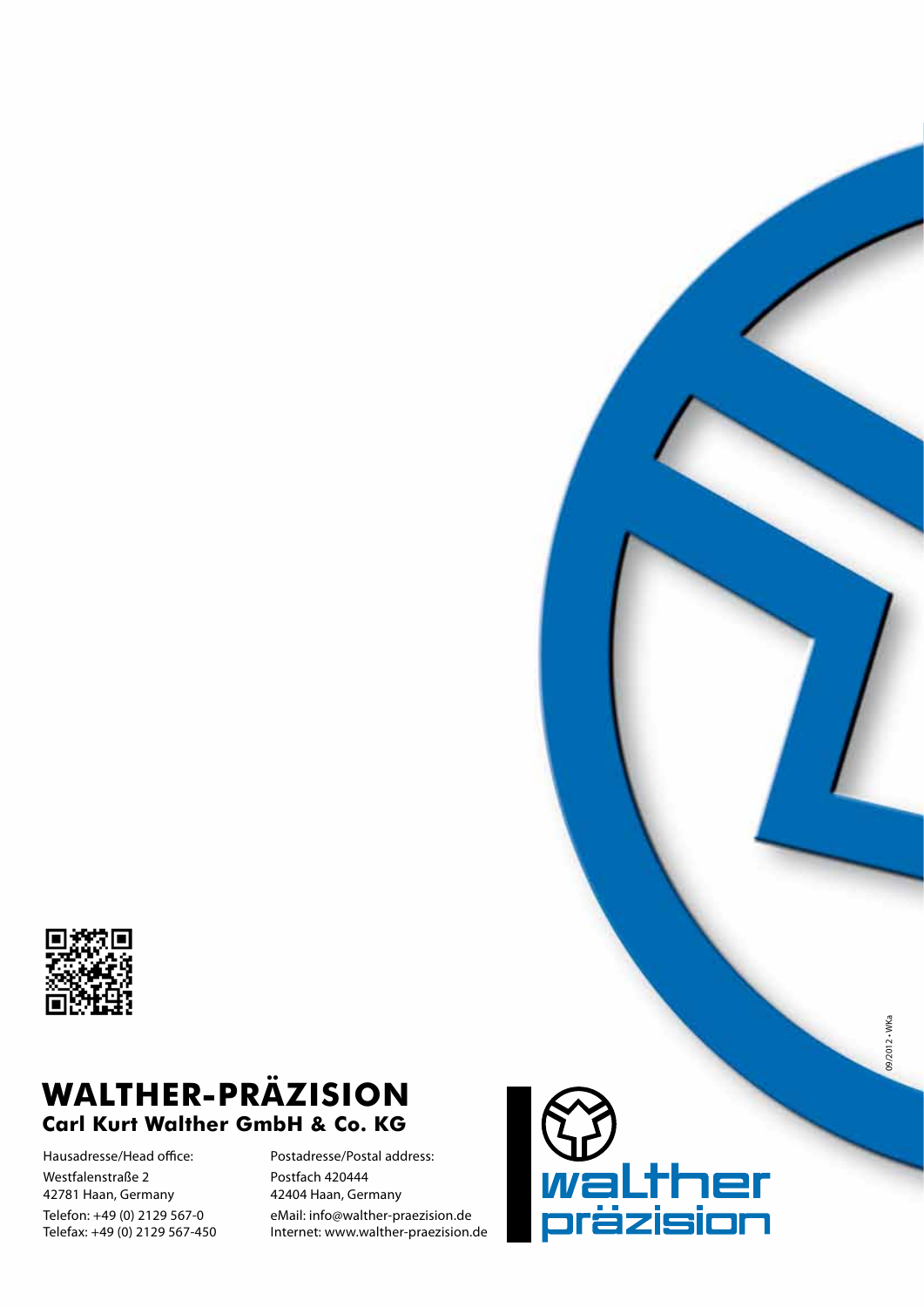# WALTHER-PRÄZISION

## Carl Kurt Walther GmbH & Co. KG

Hausadresse/Head office:
Westfalenstraße 2
42781 Haan, Germany
Telefon: +49 (0) 2129 567-0
Telefax: +49 (0) 2129 567-450

Postadresse/Postal address:
Postfach 420444
42404 Haan, Germany
eMail: info@walther-praezision.de
Internet: www.walther-praezision.de

walther
präzision

09/2012 • WKa